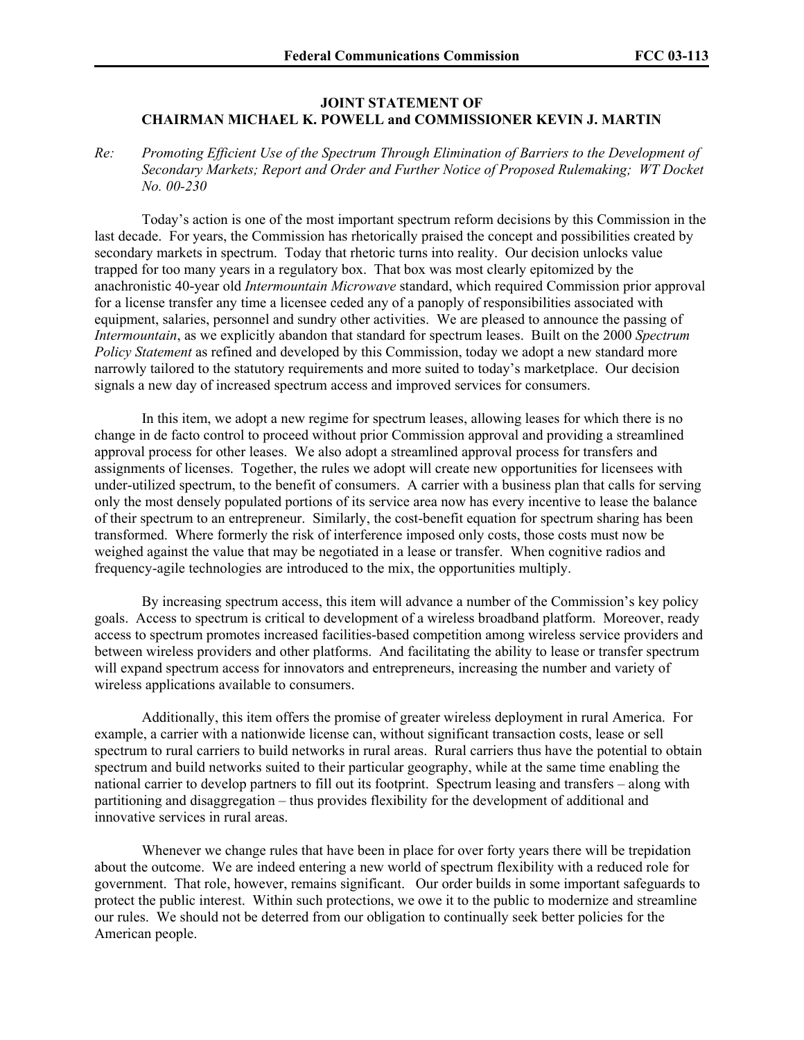**JOINT STATEMENT OF CHAIRMAN MICHAEL K. POWELL and COMMISSIONER KEVIN J. MARTIN**

*Re: Promoting Efficient Use of the Spectrum Through Elimination of Barriers to the Development of Secondary Markets; Report and Order and Further Notice of Proposed Rulemaking; WT Docket No. 00-230*

Today's action is one of the most important spectrum reform decisions by this Commission in the last decade. For years, the Commission has rhetorically praised the concept and possibilities created by secondary markets in spectrum. Today that rhetoric turns into reality. Our decision unlocks value trapped for too many years in a regulatory box. That box was most clearly epitomized by the anachronistic 40-year old *Intermountain Microwave* standard, which required Commission prior approval for a license transfer any time a licensee ceded any of a panoply of responsibilities associated with equipment, salaries, personnel and sundry other activities. We are pleased to announce the passing of *Intermountain*, as we explicitly abandon that standard for spectrum leases. Built on the 2000 *Spectrum Policy Statement* as refined and developed by this Commission, today we adopt a new standard more narrowly tailored to the statutory requirements and more suited to today's marketplace. Our decision signals a new day of increased spectrum access and improved services for consumers.

In this item, we adopt a new regime for spectrum leases, allowing leases for which there is no change in de facto control to proceed without prior Commission approval and providing a streamlined approval process for other leases. We also adopt a streamlined approval process for transfers and assignments of licenses. Together, the rules we adopt will create new opportunities for licensees with under-utilized spectrum, to the benefit of consumers. A carrier with a business plan that calls for serving only the most densely populated portions of its service area now has every incentive to lease the balance of their spectrum to an entrepreneur. Similarly, the cost-benefit equation for spectrum sharing has been transformed. Where formerly the risk of interference imposed only costs, those costs must now be weighed against the value that may be negotiated in a lease or transfer. When cognitive radios and frequency-agile technologies are introduced to the mix, the opportunities multiply.

By increasing spectrum access, this item will advance a number of the Commission's key policy goals. Access to spectrum is critical to development of a wireless broadband platform. Moreover, ready access to spectrum promotes increased facilities-based competition among wireless service providers and between wireless providers and other platforms. And facilitating the ability to lease or transfer spectrum will expand spectrum access for innovators and entrepreneurs, increasing the number and variety of wireless applications available to consumers.

Additionally, this item offers the promise of greater wireless deployment in rural America. For example, a carrier with a nationwide license can, without significant transaction costs, lease or sell spectrum to rural carriers to build networks in rural areas. Rural carriers thus have the potential to obtain spectrum and build networks suited to their particular geography, while at the same time enabling the national carrier to develop partners to fill out its footprint. Spectrum leasing and transfers – along with partitioning and disaggregation – thus provides flexibility for the development of additional and innovative services in rural areas.

Whenever we change rules that have been in place for over forty years there will be trepidation about the outcome. We are indeed entering a new world of spectrum flexibility with a reduced role for government. That role, however, remains significant. Our order builds in some important safeguards to protect the public interest. Within such protections, we owe it to the public to modernize and streamline our rules. We should not be deterred from our obligation to continually seek better policies for the American people.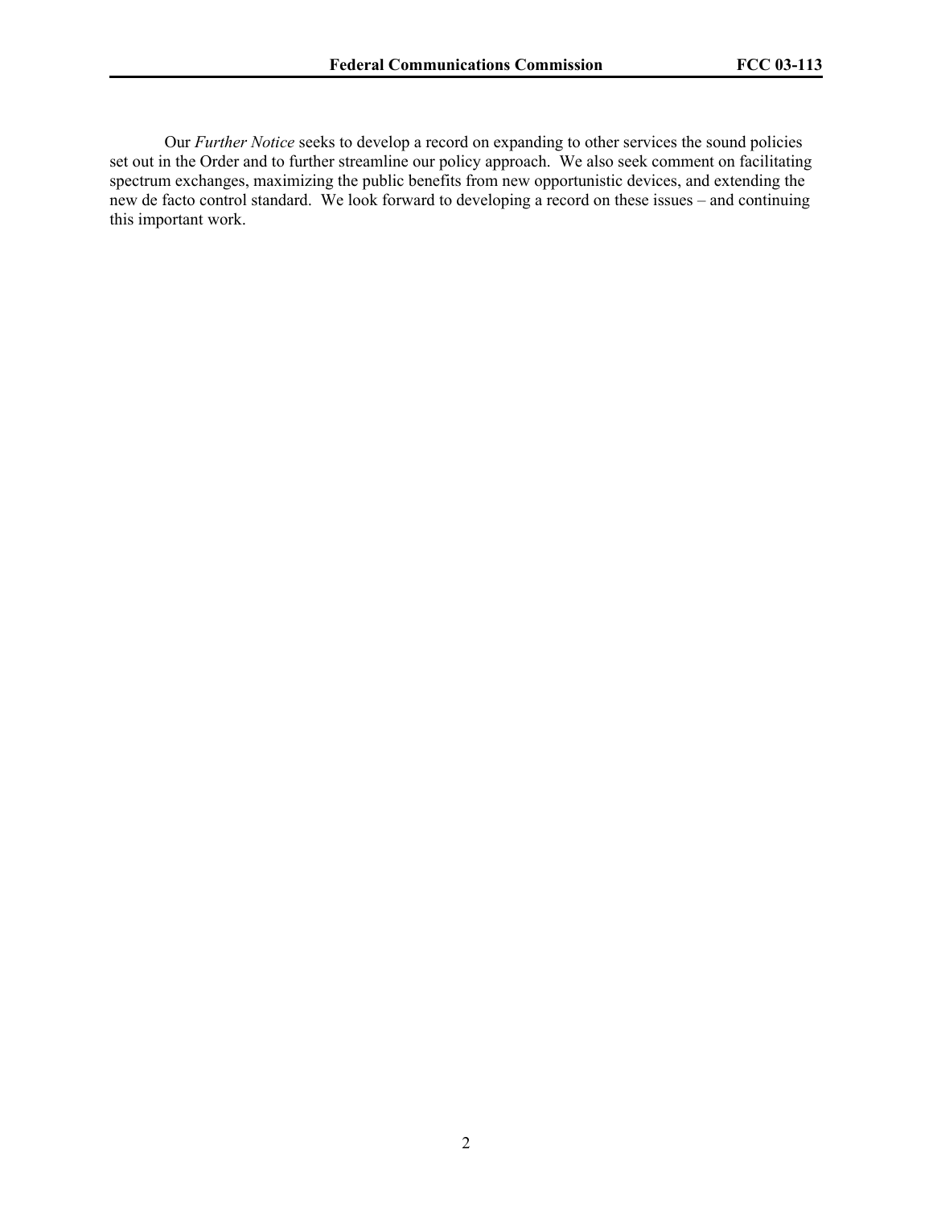Our *Further Notice* seeks to develop a record on expanding to other services the sound policies set out in the Order and to further streamline our policy approach. We also seek comment on facilitating spectrum exchanges, maximizing the public benefits from new opportunistic devices, and extending the new de facto control standard. We look forward to developing a record on these issues – and continuing this important work.